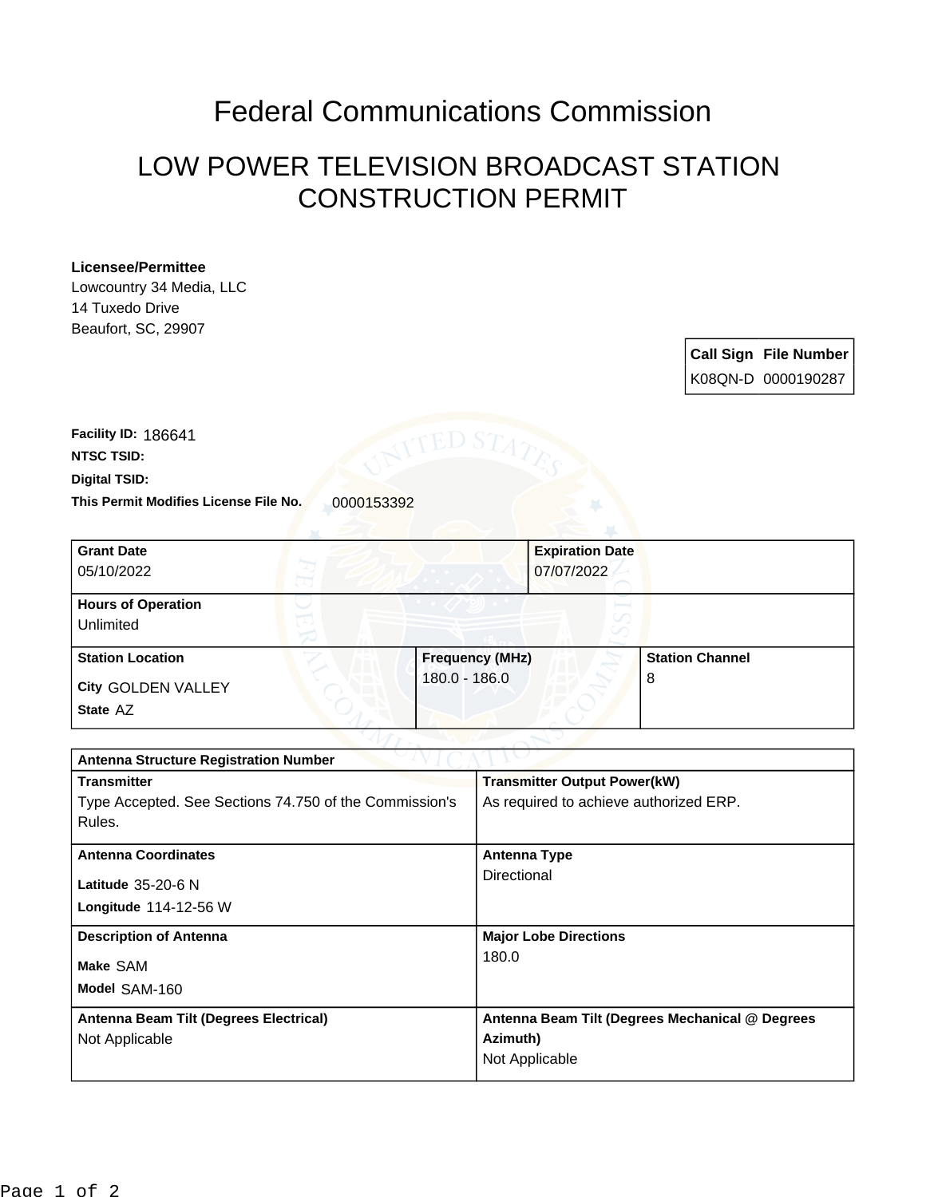# Federal Communications Commission

## LOW POWER TELEVISION BROADCAST STATION CONSTRUCTION PERMIT

**Licensee/Permittee**
Lowcountry 34 Media, LLC
14 Tuxedo Drive
Beaufort, SC, 29907

| Call Sign | File Number |
|---|---|
| K08QN-D | 0000190287 |

**Facility ID:** 186641
**NTSC TSID:**
**Digital TSID:**
**This Permit Modifies License File No.** 0000153392

| Grant Date | Expiration Date |
|---|---|
| 05/10/2022 | 07/07/2022 |

**Hours of Operation**
Unlimited

| Station Location | Frequency (MHz) | Station Channel |
|---|---|---|
| City GOLDEN VALLEY<br>State AZ | 180.0 - 186.0 | 8 |

**Antenna Structure Registration Number**

| | |
|---|---|
| **Transmitter**<br>Type Accepted. See Sections 74.750 of the Commission's Rules. | **Transmitter Output Power(kW)**<br>As required to achieve authorized ERP. |
| **Antenna Coordinates**<br>Latitude 35-20-6 N<br>Longitude 114-12-56 W | **Antenna Type**<br>Directional |
| **Description of Antenna**<br>Make SAM<br>Model SAM-160 | **Major Lobe Directions**<br>180.0 |
| **Antenna Beam Tilt (Degrees Electrical)**<br>Not Applicable | **Antenna Beam Tilt (Degrees Mechanical @ Degrees Azimuth)**<br>Not Applicable |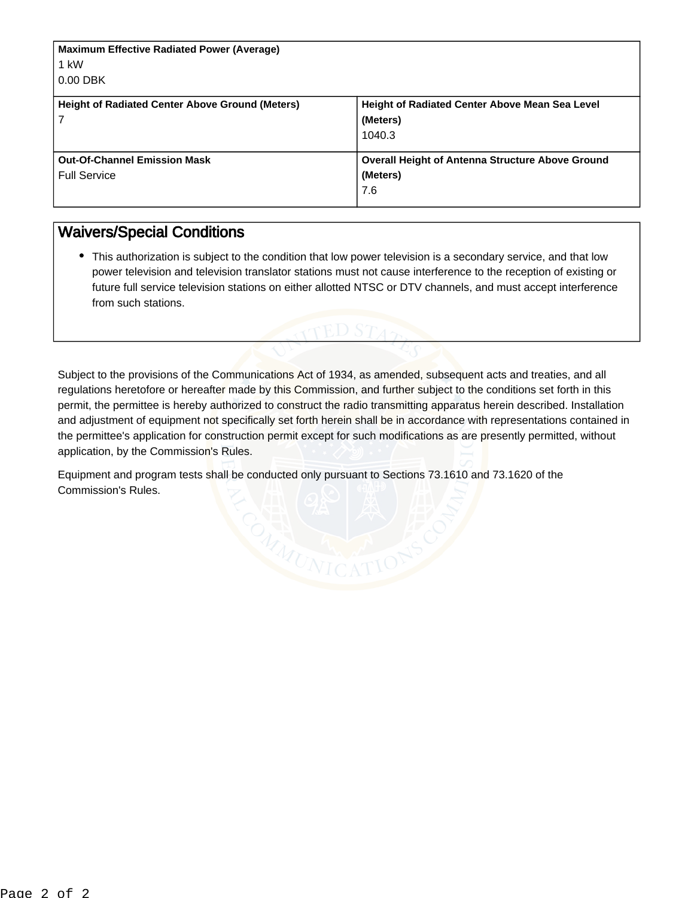| | |
|---|---|
| **Maximum Effective Radiated Power (Average)**<br>1 kW<br>0.00 DBK | |
| **Height of Radiated Center Above Ground (Meters)**<br>7 | **Height of Radiated Center Above Mean Sea Level (Meters)**<br>1040.3 |
| **Out-Of-Channel Emission Mask**<br>Full Service | **Overall Height of Antenna Structure Above Ground (Meters)**<br>7.6 |

## Waivers/Special Conditions

- This authorization is subject to the condition that low power television is a secondary service, and that low power television and television translator stations must not cause interference to the reception of existing or future full service television stations on either allotted NTSC or DTV channels, and must accept interference from such stations.

Subject to the provisions of the Communications Act of 1934, as amended, subsequent acts and treaties, and all regulations heretofore or hereafter made by this Commission, and further subject to the conditions set forth in this permit, the permittee is hereby authorized to construct the radio transmitting apparatus herein described. Installation and adjustment of equipment not specifically set forth herein shall be in accordance with representations contained in the permittee's application for construction permit except for such modifications as are presently permitted, without application, by the Commission's Rules.

Equipment and program tests shall be conducted only pursuant to Sections 73.1610 and 73.1620 of the Commission's Rules.